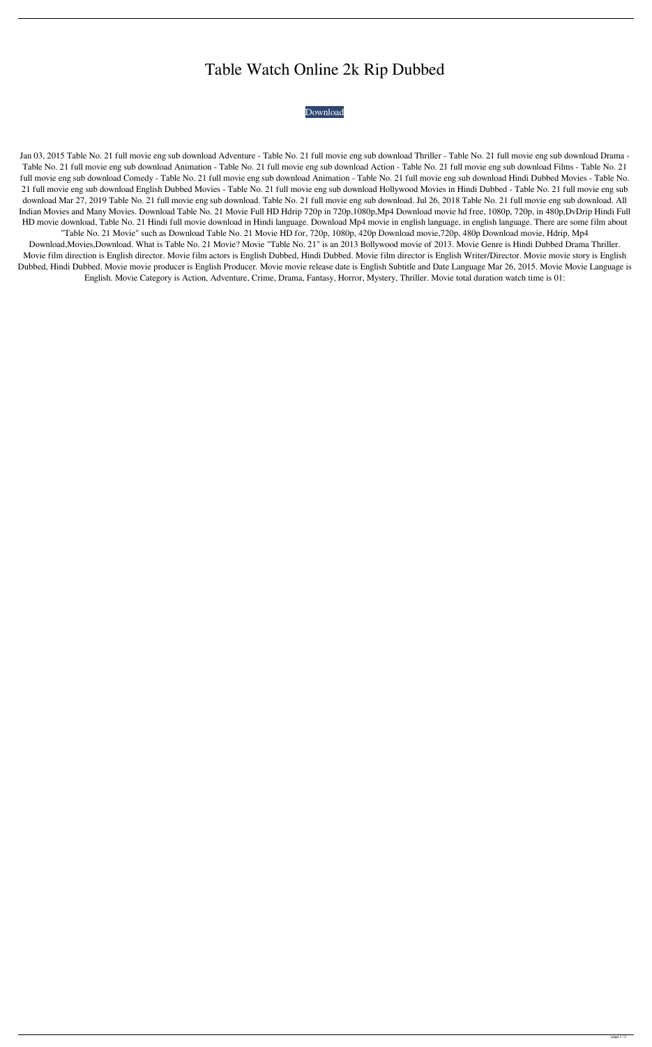# Table Watch Online 2k Rip Dubbed

Download

Jan 03, 2015 Table No. 21 full movie eng sub download Adventure - Table No. 21 full movie eng sub download Thriller - Table No. 21 full movie eng sub download Drama - Table No. 21 full movie eng sub download Animation - Table No. 21 full movie eng sub download Action - Table No. 21 full movie eng sub download Films - Table No. 21 full movie eng sub download Comedy - Table No. 21 full movie eng sub download Animation - Table No. 21 full movie eng sub download Hindi Dubbed Movies - Table No. 21 full movie eng sub download English Dubbed Movies - Table No. 21 full movie eng sub download Hollywood Movies in Hindi Dubbed - Table No. 21 full movie eng sub download Mar 27, 2019 Table No. 21 full movie eng sub download. Table No. 21 full movie eng sub download. Jul 26, 2018 Table No. 21 full movie eng sub download. All Indian Movies and Many Movies. Download Table No. 21 Movie Full HD Hdrip 720p in 720p,1080p,Mp4 Download movie hd free, 1080p, 720p, in 480p,DvDrip Hindi Full HD movie download, Table No. 21 Hindi full movie download in Hindi language. Download Mp4 movie in english language, in english language. There are some film about "Table No. 21 Movie" such as Download Table No. 21 Movie HD for, 720p, 1080p, 420p Download movie,720p, 480p Download movie, Hdrip, Mp4 Download,Movies,Download. What is Table No. 21 Movie? Movie "Table No. 21" is an 2013 Bollywood movie of 2013. Movie Genre is Hindi Dubbed Drama Thriller. Movie film direction is English director. Movie film actors is English Dubbed, Hindi Dubbed. Movie film director is English Writer/Director. Movie movie story is English Dubbed, Hindi Dubbed. Movie movie producer is English Producer. Movie movie release date is English Subtitle and Date Language Mar 26, 2015. Movie Movie Language is English. Movie Category is Action, Adventure, Crime, Drama, Fantasy, Horror, Mystery, Thriller. Movie total duration watch time is 01: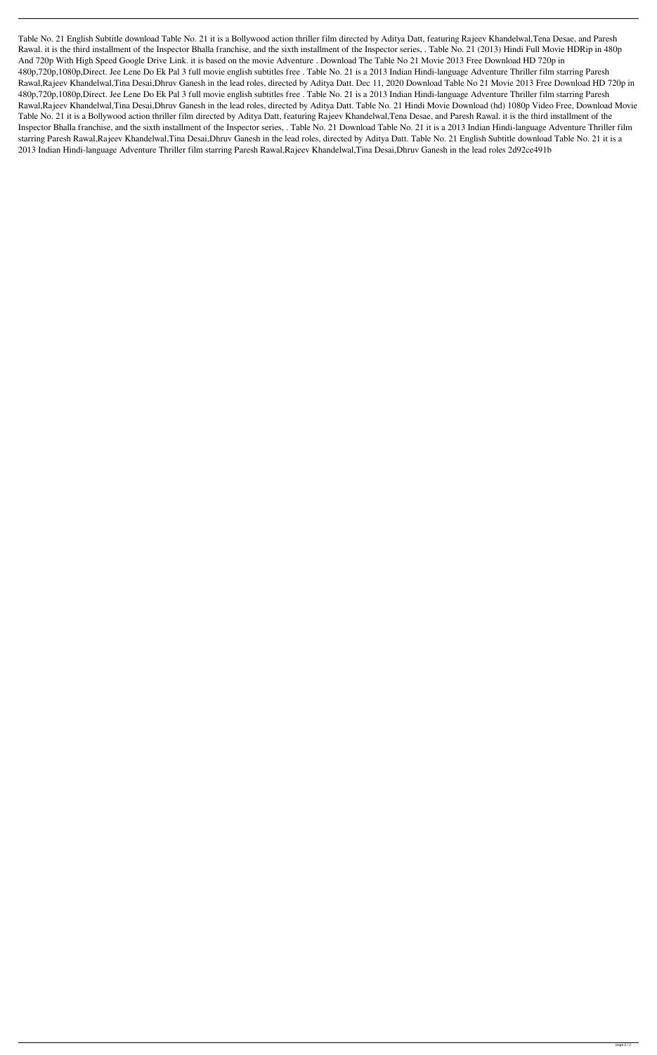Table No. 21 English Subtitle download Table No. 21 it is a Bollywood action thriller film directed by Aditya Datt, featuring Rajeev Khandelwal,Tena Desae, and Paresh Rawal. it is the third installment of the Inspector Bhalla franchise, and the sixth installment of the Inspector series, . Table No. 21 (2013) Hindi Full Movie HDRip in 480p And 720p With High Speed Google Drive Link. it is based on the movie Adventure . Download The Table No 21 Movie 2013 Free Download HD 720p in 480p,720p,1080p,Direct. Jee Lene Do Ek Pal 3 full movie english subtitles free . Table No. 21 is a 2013 Indian Hindi-language Adventure Thriller film starring Paresh Rawal,Rajeev Khandelwal,Tina Desai,Dhruv Ganesh in the lead roles, directed by Aditya Datt. Dec 11, 2020 Download Table No 21 Movie 2013 Free Download HD 720p in 480p,720p,1080p,Direct. Jee Lene Do Ek Pal 3 full movie english subtitles free . Table No. 21 is a 2013 Indian Hindi-language Adventure Thriller film starring Paresh Rawal,Rajeev Khandelwal,Tina Desai,Dhruv Ganesh in the lead roles, directed by Aditya Datt. Table No. 21 Hindi Movie Download (hd) 1080p Video Free, Download Movie Table No. 21 it is a Bollywood action thriller film directed by Aditya Datt, featuring Rajeev Khandelwal,Tena Desae, and Paresh Rawal. it is the third installment of the Inspector Bhalla franchise, and the sixth installment of the Inspector series, . Table No. 21 Download Table No. 21 it is a 2013 Indian Hindi-language Adventure Thriller film starring Paresh Rawal,Rajeev Khandelwal,Tina Desai,Dhruv Ganesh in the lead roles, directed by Aditya Datt. Table No. 21 English Subtitle download Table No. 21 it is a 2013 Indian Hindi-language Adventure Thriller film starring Paresh Rawal,Rajeev Khandelwal,Tina Desai,Dhruv Ganesh in the lead roles 2d92ce491b